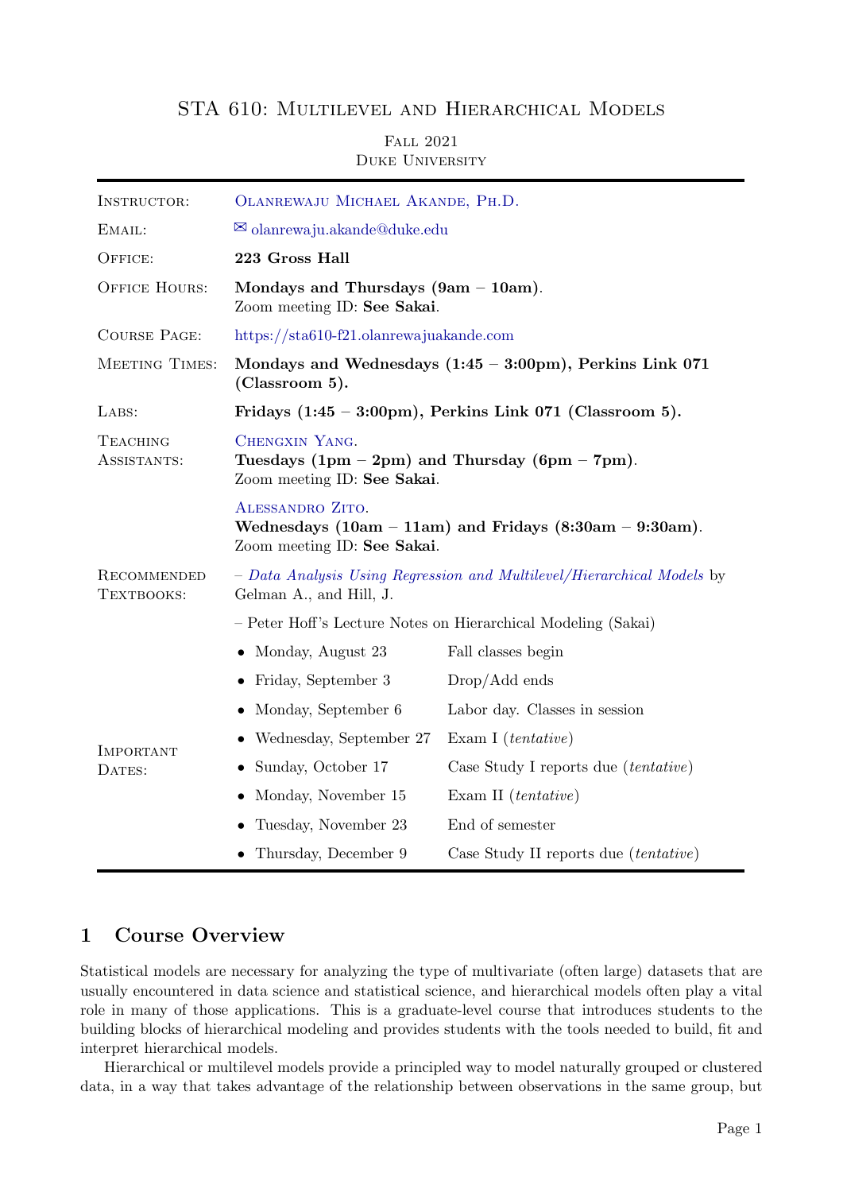# STA 610: Multilevel and Hierarchical Models

Fall 2021
Duke University

| | |
|---|---|
| Instructor: | Olanrewaju Michael Akande, Ph.D. |
| Email: | ✉ olanrewaju.akande@duke.edu |
| Office: | **223 Gross Hall** |
| Office Hours: | **Mondays and Thursdays (9am – 10am)**. Zoom meeting ID: **See Sakai**. |
| Course Page: | https://sta610-f21.olanrewajuakande.com |
| Meeting Times: | **Mondays and Wednesdays (1:45 – 3:00pm), Perkins Link 071 (Classroom 5).** |
| Labs: | **Fridays (1:45 – 3:00pm), Perkins Link 071 (Classroom 5).** |
| Teaching Assistants: | Chengxin Yang. **Tuesdays (1pm – 2pm) and Thursday (6pm – 7pm)**. Zoom meeting ID: **See Sakai**. |
| | Alessandro Zito. **Wednesdays (10am – 11am) and Fridays (8:30am – 9:30am)**. Zoom meeting ID: **See Sakai**. |
| Recommended Textbooks: | – *Data Analysis Using Regression and Multilevel/Hierarchical Models* by Gelman A., and Hill, J. |
| | – Peter Hoff's Lecture Notes on Hierarchical Modeling (Sakai) |

**Important Dates:**

| Date | Event |
|---|---|
| Monday, August 23 | Fall classes begin |
| Friday, September 3 | Drop/Add ends |
| Monday, September 6 | Labor day. Classes in session |
| Wednesday, September 27 | Exam I (*tentative*) |
| Sunday, October 17 | Case Study I reports due (*tentative*) |
| Monday, November 15 | Exam II (*tentative*) |
| Tuesday, November 23 | End of semester |
| Thursday, December 9 | Case Study II reports due (*tentative*) |

## 1 Course Overview

Statistical models are necessary for analyzing the type of multivariate (often large) datasets that are usually encountered in data science and statistical science, and hierarchical models often play a vital role in many of those applications. This is a graduate-level course that introduces students to the building blocks of hierarchical modeling and provides students with the tools needed to build, fit and interpret hierarchical models.

Hierarchical or multilevel models provide a principled way to model naturally grouped or clustered data, in a way that takes advantage of the relationship between observations in the same group, but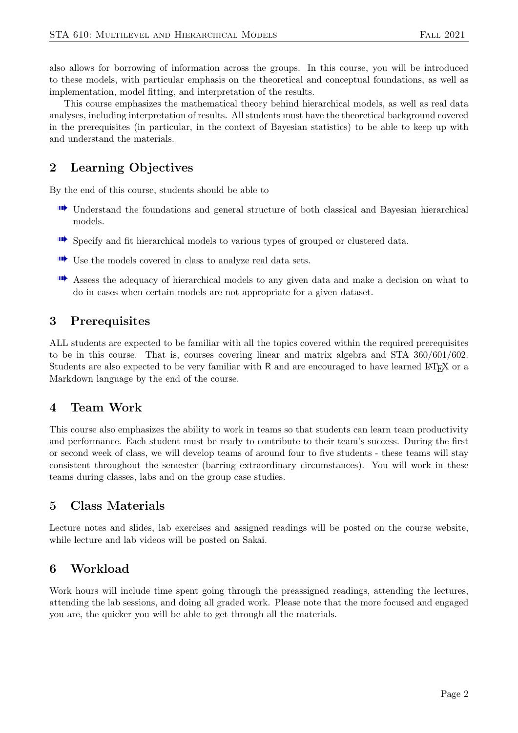also allows for borrowing of information across the groups. In this course, you will be introduced to these models, with particular emphasis on the theoretical and conceptual foundations, as well as implementation, model fitting, and interpretation of the results.

This course emphasizes the mathematical theory behind hierarchical models, as well as real data analyses, including interpretation of results. All students must have the theoretical background covered in the prerequisites (in particular, in the context of Bayesian statistics) to be able to keep up with and understand the materials.

## 2 Learning Objectives

By the end of this course, students should be able to

- Understand the foundations and general structure of both classical and Bayesian hierarchical models.
- Specify and fit hierarchical models to various types of grouped or clustered data.
- Use the models covered in class to analyze real data sets.
- Assess the adequacy of hierarchical models to any given data and make a decision on what to do in cases when certain models are not appropriate for a given dataset.

## 3 Prerequisites

ALL students are expected to be familiar with all the topics covered within the required prerequisites to be in this course. That is, courses covering linear and matrix algebra and STA 360/601/602. Students are also expected to be very familiar with R and are encouraged to have learned LaTeX or a Markdown language by the end of the course.

## 4 Team Work

This course also emphasizes the ability to work in teams so that students can learn team productivity and performance. Each student must be ready to contribute to their team's success. During the first or second week of class, we will develop teams of around four to five students - these teams will stay consistent throughout the semester (barring extraordinary circumstances). You will work in these teams during classes, labs and on the group case studies.

## 5 Class Materials

Lecture notes and slides, lab exercises and assigned readings will be posted on the course website, while lecture and lab videos will be posted on Sakai.

## 6 Workload

Work hours will include time spent going through the preassigned readings, attending the lectures, attending the lab sessions, and doing all graded work. Please note that the more focused and engaged you are, the quicker you will be able to get through all the materials.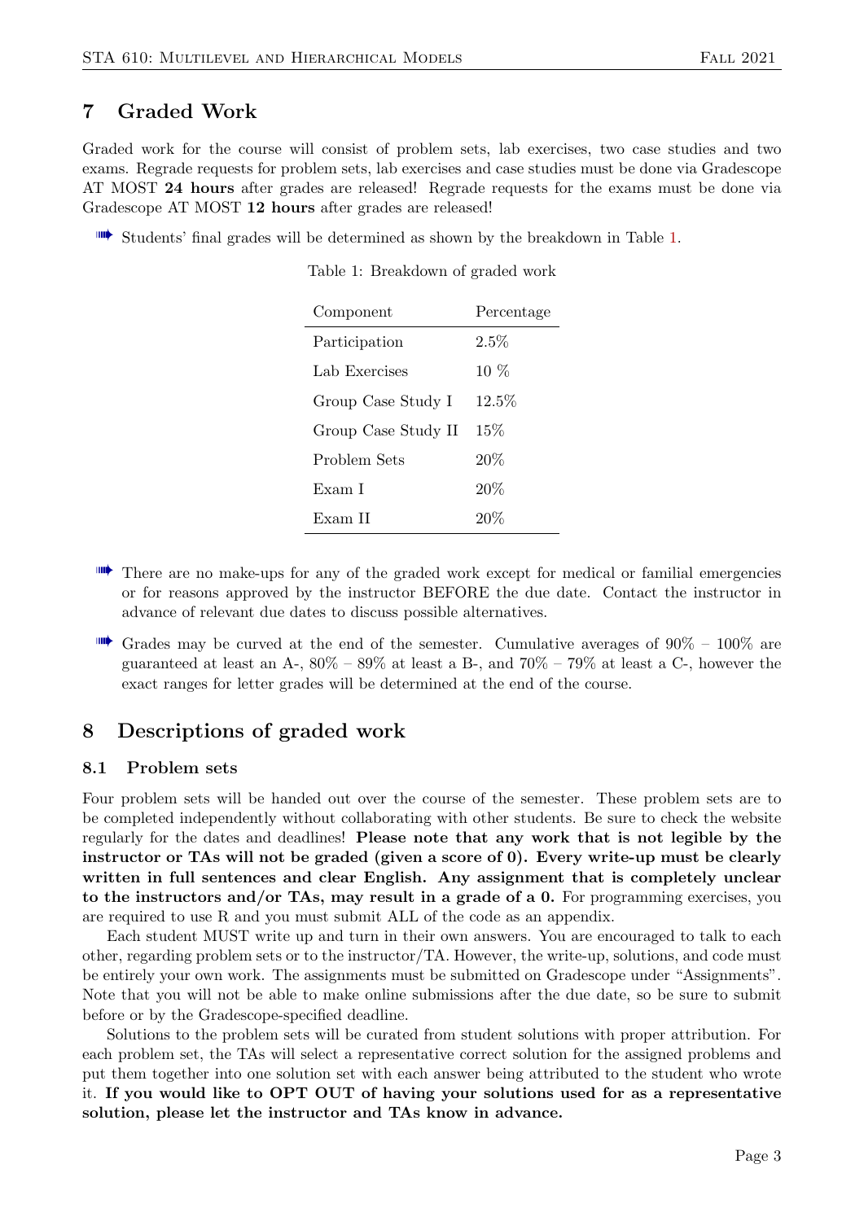## 7 Graded Work

Graded work for the course will consist of problem sets, lab exercises, two case studies and two exams. Regrade requests for problem sets, lab exercises and case studies must be done via Gradescope AT MOST **24 hours** after grades are released! Regrade requests for the exams must be done via Gradescope AT MOST **12 hours** after grades are released!

- Students' final grades will be determined as shown by the breakdown in Table 1.

Table 1: Breakdown of graded work

| Component | Percentage |
|---|---|
| Participation | 2.5% |
| Lab Exercises | 10 % |
| Group Case Study I | 12.5% |
| Group Case Study II | 15% |
| Problem Sets | 20% |
| Exam I | 20% |
| Exam II | 20% |

- There are no make-ups for any of the graded work except for medical or familial emergencies or for reasons approved by the instructor BEFORE the due date. Contact the instructor in advance of relevant due dates to discuss possible alternatives.
- Grades may be curved at the end of the semester. Cumulative averages of 90% – 100% are guaranteed at least an A-, 80% – 89% at least a B-, and 70% – 79% at least a C-, however the exact ranges for letter grades will be determined at the end of the course.

## 8 Descriptions of graded work

### 8.1 Problem sets

Four problem sets will be handed out over the course of the semester. These problem sets are to be completed independently without collaborating with other students. Be sure to check the website regularly for the dates and deadlines! **Please note that any work that is not legible by the instructor or TAs will not be graded (given a score of 0). Every write-up must be clearly written in full sentences and clear English. Any assignment that is completely unclear to the instructors and/or TAs, may result in a grade of a 0.** For programming exercises, you are required to use R and you must submit ALL of the code as an appendix.

Each student MUST write up and turn in their own answers. You are encouraged to talk to each other, regarding problem sets or to the instructor/TA. However, the write-up, solutions, and code must be entirely your own work. The assignments must be submitted on Gradescope under "Assignments". Note that you will not be able to make online submissions after the due date, so be sure to submit before or by the Gradescope-specified deadline.

Solutions to the problem sets will be curated from student solutions with proper attribution. For each problem set, the TAs will select a representative correct solution for the assigned problems and put them together into one solution set with each answer being attributed to the student who wrote it. **If you would like to OPT OUT of having your solutions used for as a representative solution, please let the instructor and TAs know in advance.**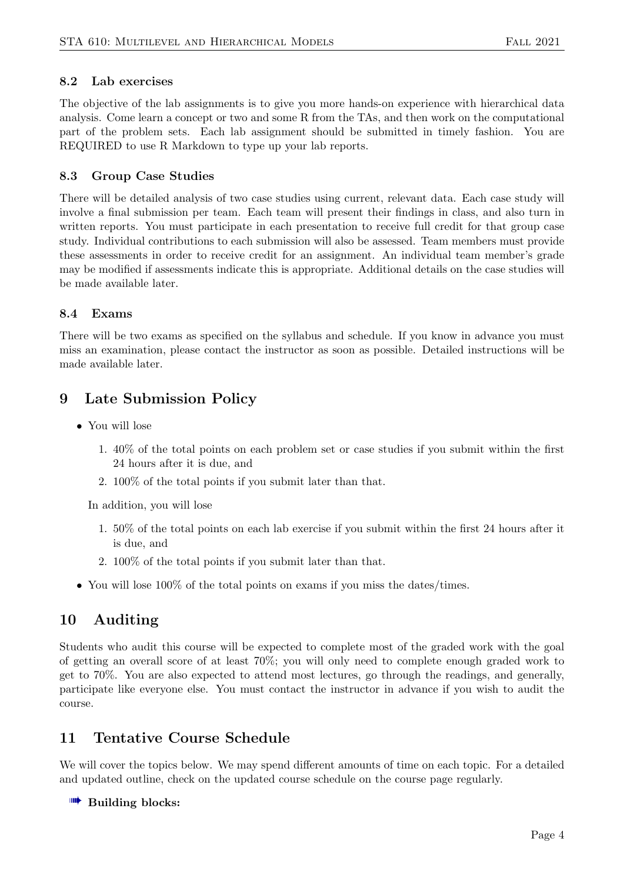### 8.2 Lab exercises

The objective of the lab assignments is to give you more hands-on experience with hierarchical data analysis. Come learn a concept or two and some R from the TAs, and then work on the computational part of the problem sets. Each lab assignment should be submitted in timely fashion. You are REQUIRED to use R Markdown to type up your lab reports.

### 8.3 Group Case Studies

There will be detailed analysis of two case studies using current, relevant data. Each case study will involve a final submission per team. Each team will present their findings in class, and also turn in written reports. You must participate in each presentation to receive full credit for that group case study. Individual contributions to each submission will also be assessed. Team members must provide these assessments in order to receive credit for an assignment. An individual team member's grade may be modified if assessments indicate this is appropriate. Additional details on the case studies will be made available later.

### 8.4 Exams

There will be two exams as specified on the syllabus and schedule. If you know in advance you must miss an examination, please contact the instructor as soon as possible. Detailed instructions will be made available later.

## 9 Late Submission Policy

- You will lose
  1. 40% of the total points on each problem set or case studies if you submit within the first 24 hours after it is due, and
  2. 100% of the total points if you submit later than that.

  In addition, you will lose

  1. 50% of the total points on each lab exercise if you submit within the first 24 hours after it is due, and
  2. 100% of the total points if you submit later than that.
- You will lose 100% of the total points on exams if you miss the dates/times.

## 10 Auditing

Students who audit this course will be expected to complete most of the graded work with the goal of getting an overall score of at least 70%; you will only need to complete enough graded work to get to 70%. You are also expected to attend most lectures, go through the readings, and generally, participate like everyone else. You must contact the instructor in advance if you wish to audit the course.

## 11 Tentative Course Schedule

We will cover the topics below. We may spend different amounts of time on each topic. For a detailed and updated outline, check on the updated course schedule on the course page regularly.

➠ **Building blocks:**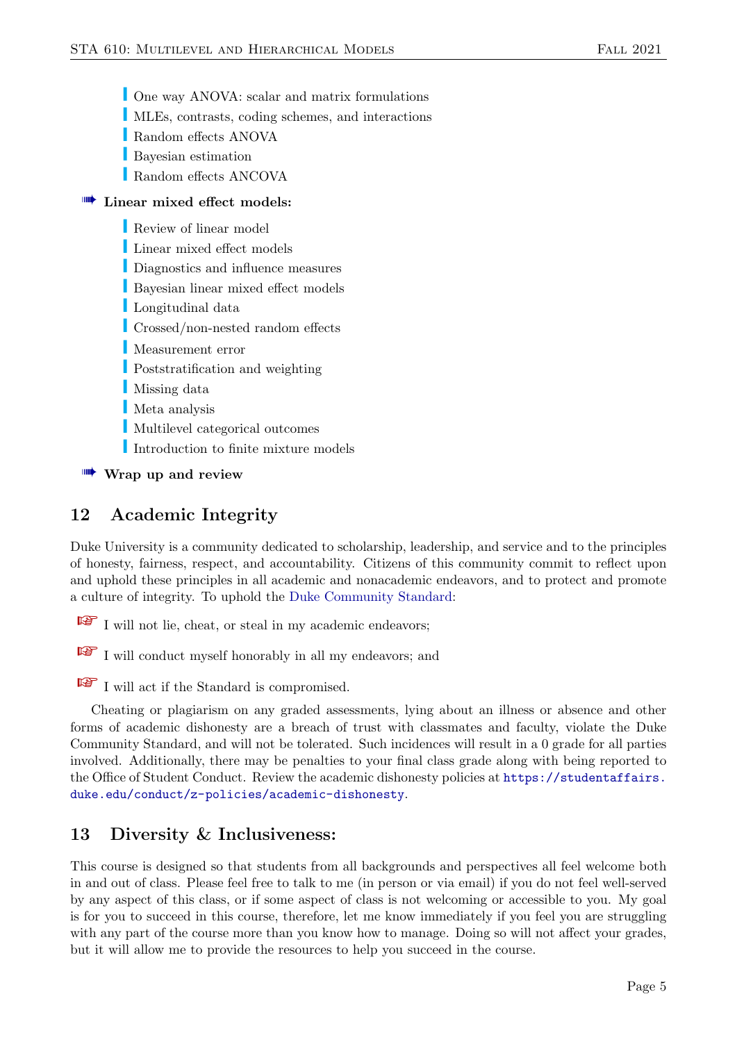- One way ANOVA: scalar and matrix formulations
  - MLEs, contrasts, coding schemes, and interactions
  - Random effects ANOVA
  - Bayesian estimation
  - Random effects ANCOVA

- **Linear mixed effect models:**
  - Review of linear model
  - Linear mixed effect models
  - Diagnostics and influence measures
  - Bayesian linear mixed effect models
  - Longitudinal data
  - Crossed/non-nested random effects
  - Measurement error
  - Poststratification and weighting
  - Missing data
  - Meta analysis
  - Multilevel categorical outcomes
  - Introduction to finite mixture models

- **Wrap up and review**

## 12 Academic Integrity

Duke University is a community dedicated to scholarship, leadership, and service and to the principles of honesty, fairness, respect, and accountability. Citizens of this community commit to reflect upon and uphold these principles in all academic and nonacademic endeavors, and to protect and promote a culture of integrity. To uphold the Duke Community Standard:

- I will not lie, cheat, or steal in my academic endeavors;
- I will conduct myself honorably in all my endeavors; and
- I will act if the Standard is compromised.

Cheating or plagiarism on any graded assessments, lying about an illness or absence and other forms of academic dishonesty are a breach of trust with classmates and faculty, violate the Duke Community Standard, and will not be tolerated. Such incidences will result in a 0 grade for all parties involved. Additionally, there may be penalties to your final class grade along with being reported to the Office of Student Conduct. Review the academic dishonesty policies at https://studentaffairs.duke.edu/conduct/z-policies/academic-dishonesty.

## 13 Diversity & Inclusiveness:

This course is designed so that students from all backgrounds and perspectives all feel welcome both in and out of class. Please feel free to talk to me (in person or via email) if you do not feel well-served by any aspect of this class, or if some aspect of class is not welcoming or accessible to you. My goal is for you to succeed in this course, therefore, let me know immediately if you feel you are struggling with any part of the course more than you know how to manage. Doing so will not affect your grades, but it will allow me to provide the resources to help you succeed in the course.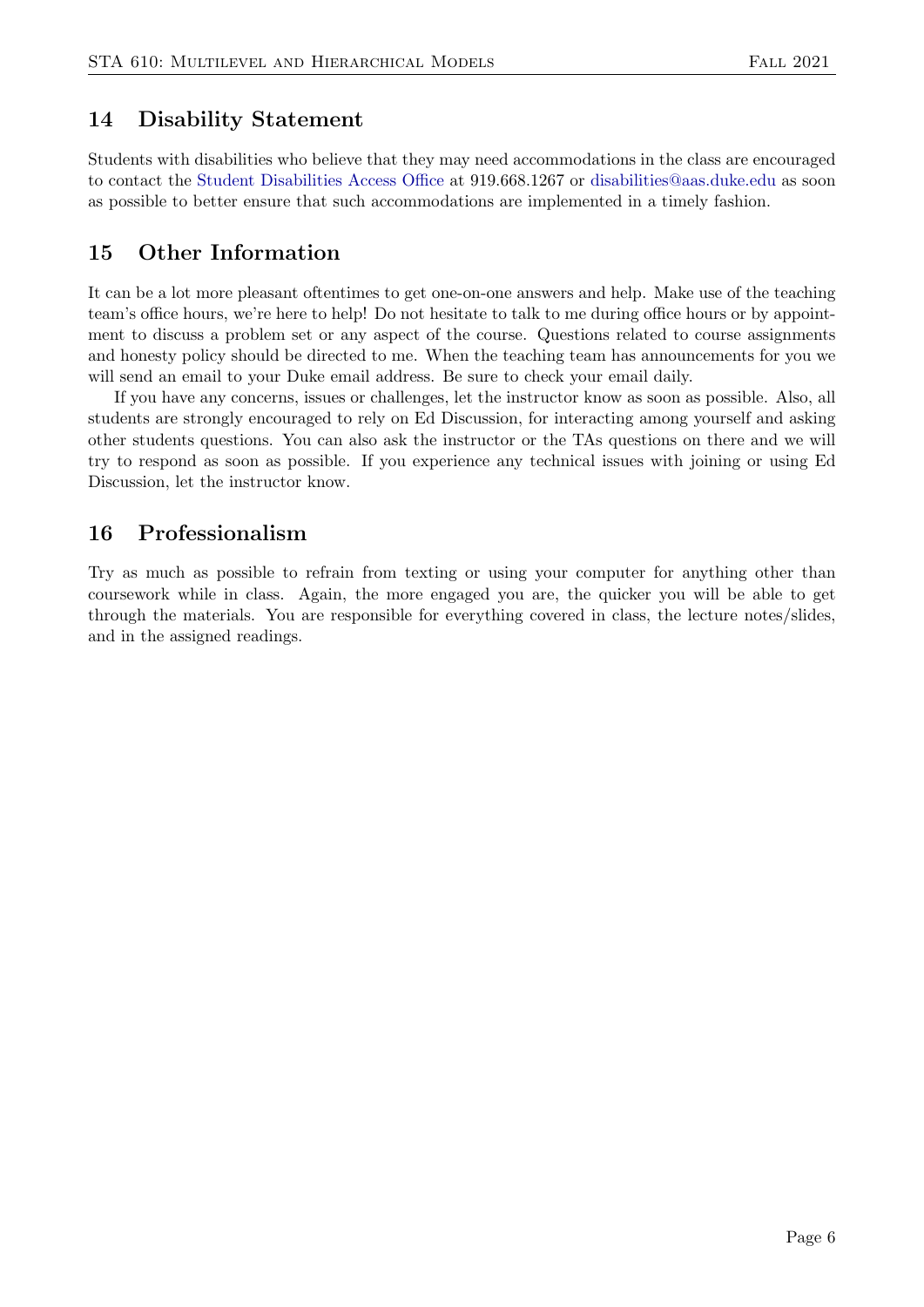## 14 Disability Statement

Students with disabilities who believe that they may need accommodations in the class are encouraged to contact the Student Disabilities Access Office at 919.668.1267 or disabilities@aas.duke.edu as soon as possible to better ensure that such accommodations are implemented in a timely fashion.

## 15 Other Information

It can be a lot more pleasant oftentimes to get one-on-one answers and help. Make use of the teaching team's office hours, we're here to help! Do not hesitate to talk to me during office hours or by appointment to discuss a problem set or any aspect of the course. Questions related to course assignments and honesty policy should be directed to me. When the teaching team has announcements for you we will send an email to your Duke email address. Be sure to check your email daily.

If you have any concerns, issues or challenges, let the instructor know as soon as possible. Also, all students are strongly encouraged to rely on Ed Discussion, for interacting among yourself and asking other students questions. You can also ask the instructor or the TAs questions on there and we will try to respond as soon as possible. If you experience any technical issues with joining or using Ed Discussion, let the instructor know.

## 16 Professionalism

Try as much as possible to refrain from texting or using your computer for anything other than coursework while in class. Again, the more engaged you are, the quicker you will be able to get through the materials. You are responsible for everything covered in class, the lecture notes/slides, and in the assigned readings.